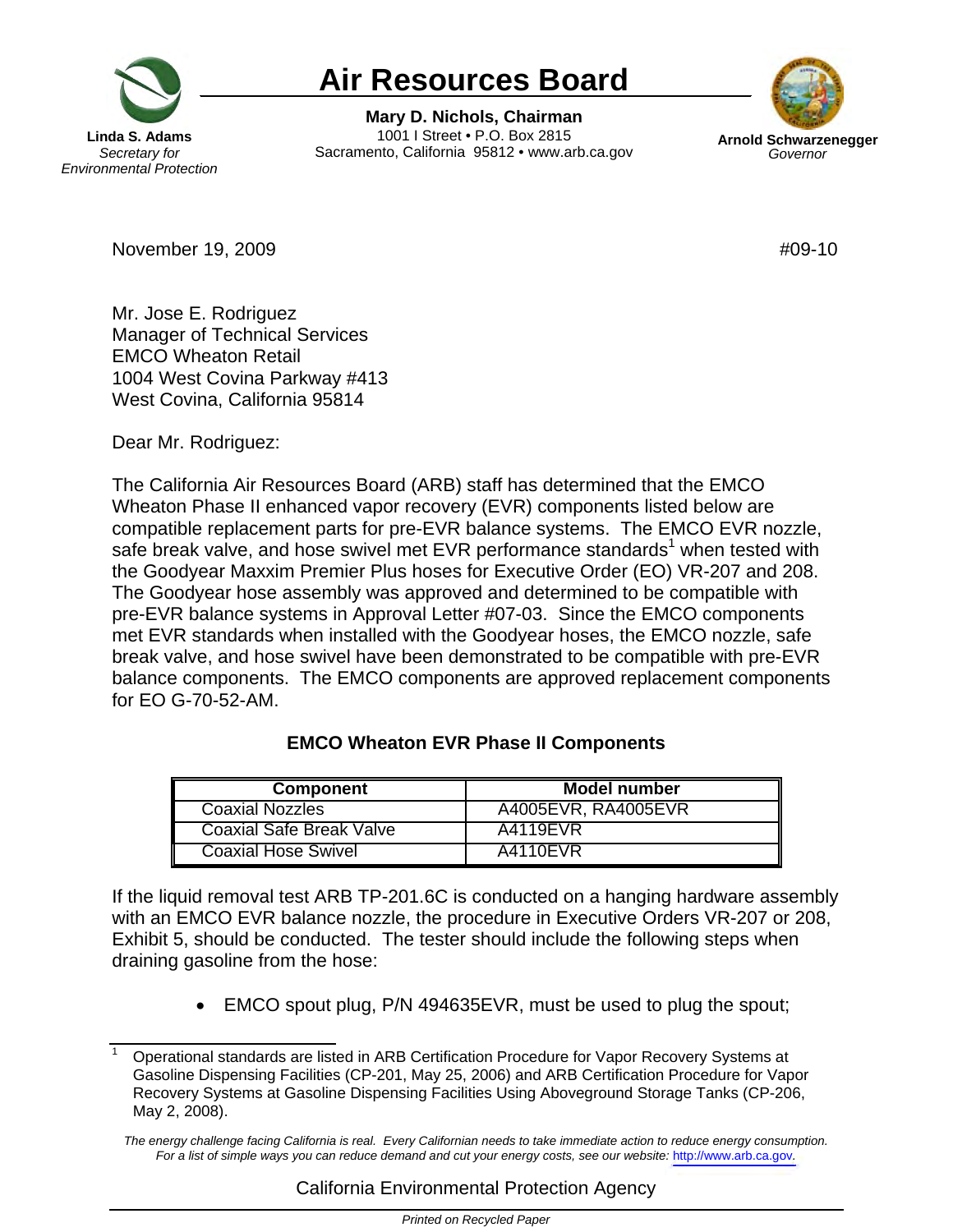# Air Resources Board

**Linda S. Adams**
*Secretary for Environmental Protection*

**Mary D. Nichols, Chairman**
1001 I Street • P.O. Box 2815
Sacramento, California 95812 • www.arb.ca.gov

**Arnold Schwarzenegger**
*Governor*

November 19, 2009 #09-10

Mr. Jose E. Rodriguez
Manager of Technical Services
EMCO Wheaton Retail
1004 West Covina Parkway #413
West Covina, California 95814

Dear Mr. Rodriguez:

The California Air Resources Board (ARB) staff has determined that the EMCO Wheaton Phase II enhanced vapor recovery (EVR) components listed below are compatible replacement parts for pre-EVR balance systems. The EMCO EVR nozzle, safe break valve, and hose swivel met EVR performance standards[1] when tested with the Goodyear Maxxim Premier Plus hoses for Executive Order (EO) VR-207 and 208. The Goodyear hose assembly was approved and determined to be compatible with pre-EVR balance systems in Approval Letter #07-03. Since the EMCO components met EVR standards when installed with the Goodyear hoses, the EMCO nozzle, safe break valve, and hose swivel have been demonstrated to be compatible with pre-EVR balance components. The EMCO components are approved replacement components for EO G-70-52-AM.

**EMCO Wheaton EVR Phase II Components**

| Component | Model number |
|---|---|
| Coaxial Nozzles | A4005EVR, RA4005EVR |
| Coaxial Safe Break Valve | A4119EVR |
| Coaxial Hose Swivel | A4110EVR |

If the liquid removal test ARB TP-201.6C is conducted on a hanging hardware assembly with an EMCO EVR balance nozzle, the procedure in Executive Orders VR-207 or 208, Exhibit 5, should be conducted. The tester should include the following steps when draining gasoline from the hose:

- EMCO spout plug, P/N 494635EVR, must be used to plug the spout;

[1] Operational standards are listed in ARB Certification Procedure for Vapor Recovery Systems at Gasoline Dispensing Facilities (CP-201, May 25, 2006) and ARB Certification Procedure for Vapor Recovery Systems at Gasoline Dispensing Facilities Using Aboveground Storage Tanks (CP-206, May 2, 2008).

*The energy challenge facing California is real. Every Californian needs to take immediate action to reduce energy consumption. For a list of simple ways you can reduce demand and cut your energy costs, see our website: http://www.arb.ca.gov.*

California Environmental Protection Agency

*Printed on Recycled Paper*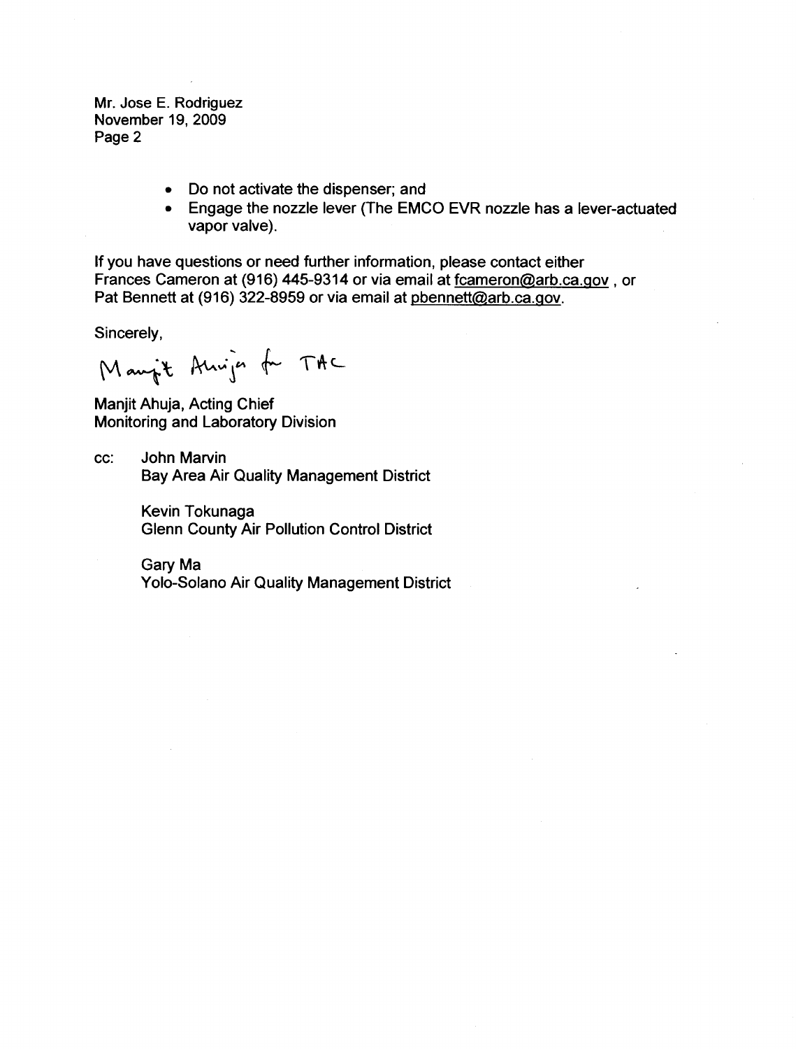Mr. Jose E. Rodriguez
November 19, 2009
Page 2

- Do not activate the dispenser; and
- Engage the nozzle lever (The EMCO EVR nozzle has a lever-actuated vapor valve).

If you have questions or need further information, please contact either Frances Cameron at (916) 445-9314 or via email at fcameron@arb.ca.gov , or Pat Bennett at (916) 322-8959 or via email at pbennett@arb.ca.gov.

Sincerely,

Manjit Ahuja for TAC

Manjit Ahuja, Acting Chief
Monitoring and Laboratory Division

cc: John Marvin
Bay Area Air Quality Management District

Kevin Tokunaga
Glenn County Air Pollution Control District

Gary Ma
Yolo-Solano Air Quality Management District